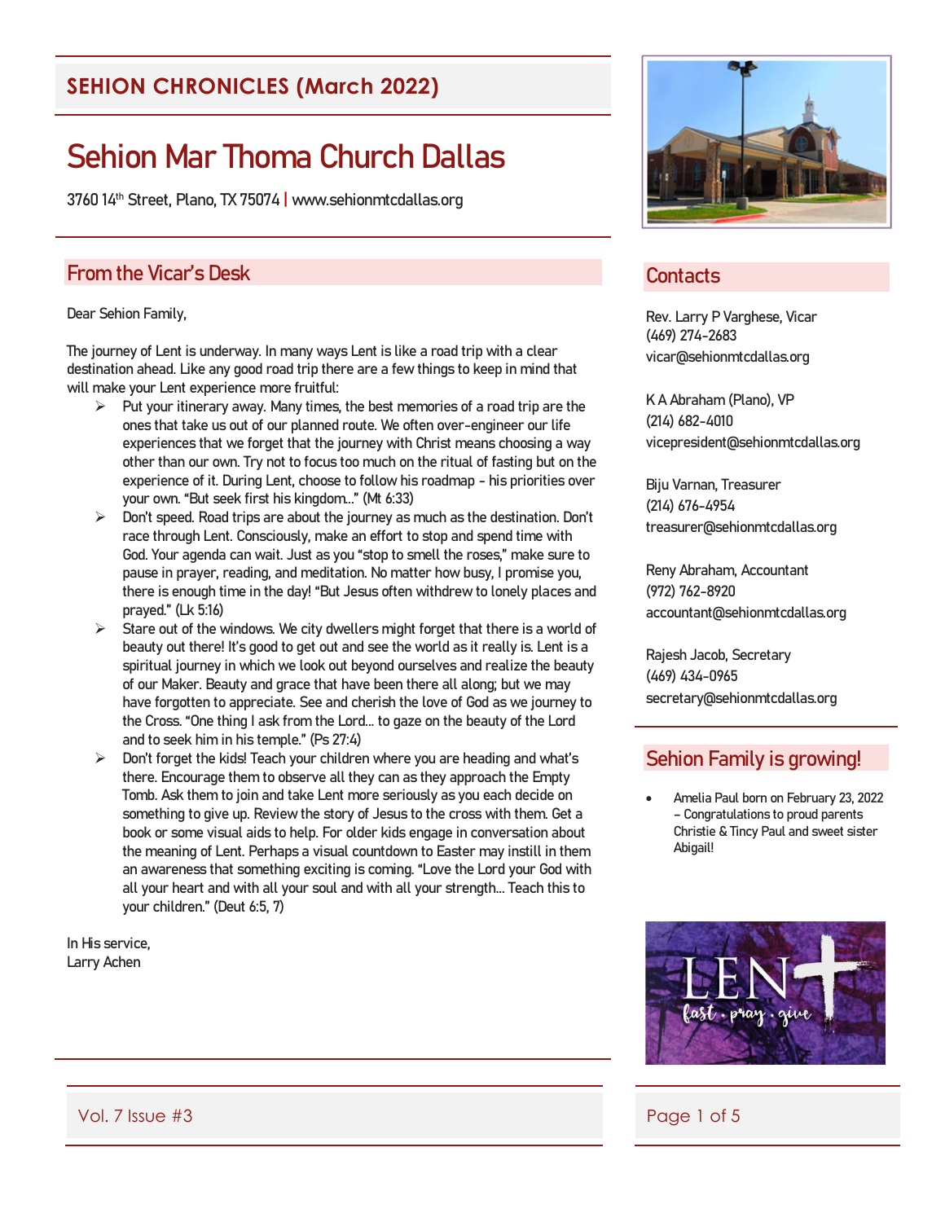## SEHION CHRONICLES (March 2022)

# Sehion Mar Thoma Church Dallas

3760 14th Street, Plano, TX 75074 | www.sehionmtcdallas.org

## From the Vicar's Desk

Dear Sehion Family,

The journey of Lent is underway. In many ways Lent is like a road trip with a clear destination ahead. Like any good road trip there are a few things to keep in mind that will make your Lent experience more fruitful:

- Put your itinerary away. Many times, the best memories of a road trip are the ones that take us out of our planned route. We often over-engineer our life experiences that we forget that the journey with Christ means choosing a way other than our own. Try not to focus too much on the ritual of fasting but on the experience of it. During Lent, choose to follow his roadmap - his priorities over your own. "But seek first his kingdom..." (Mt 6:33)
- Don't speed. Road trips are about the journey as much as the destination. Don't race through Lent. Consciously, make an effort to stop and spend time with God. Your agenda can wait. Just as you "stop to smell the roses," make sure to pause in prayer, reading, and meditation. No matter how busy, I promise you, there is enough time in the day! "But Jesus often withdrew to lonely places and prayed." (Lk 5:16)
- Stare out of the windows. We city dwellers might forget that there is a world of beauty out there! It's good to get out and see the world as it really is. Lent is a spiritual journey in which we look out beyond ourselves and realize the beauty of our Maker. Beauty and grace that have been there all along; but we may have forgotten to appreciate. See and cherish the love of God as we journey to the Cross. "One thing I ask from the Lord... to gaze on the beauty of the Lord and to seek him in his temple." (Ps 27:4)
- Don't forget the kids! Teach your children where you are heading and what's there. Encourage them to observe all they can as they approach the Empty Tomb. Ask them to join and take Lent more seriously as you each decide on something to give up. Review the story of Jesus to the cross with them. Get a book or some visual aids to help. For older kids engage in conversation about the meaning of Lent. Perhaps a visual countdown to Easter may instill in them an awareness that something exciting is coming. "Love the Lord your God with all your heart and with all your soul and with all your strength... Teach this to your children." (Deut 6:5, 7)

In His service,
Larry Achen

## Contacts

Rev. Larry P Varghese, Vicar
(469) 274-2683
vicar@sehionmtcdallas.org

K A Abraham (Plano), VP
(214) 682-4010
vicepresident@sehionmtcdallas.org

Biju Varnan, Treasurer
(214) 676-4954
treasurer@sehionmtcdallas.org

Reny Abraham, Accountant
(972) 762-8920
accountant@sehionmtcdallas.org

Rajesh Jacob, Secretary
(469) 434-0965
secretary@sehionmtcdallas.org

## Sehion Family is growing!

- Amelia Paul born on February 23, 2022 – Congratulations to proud parents Christie & Tincy Paul and sweet sister Abigail!

Vol. 7 Issue #3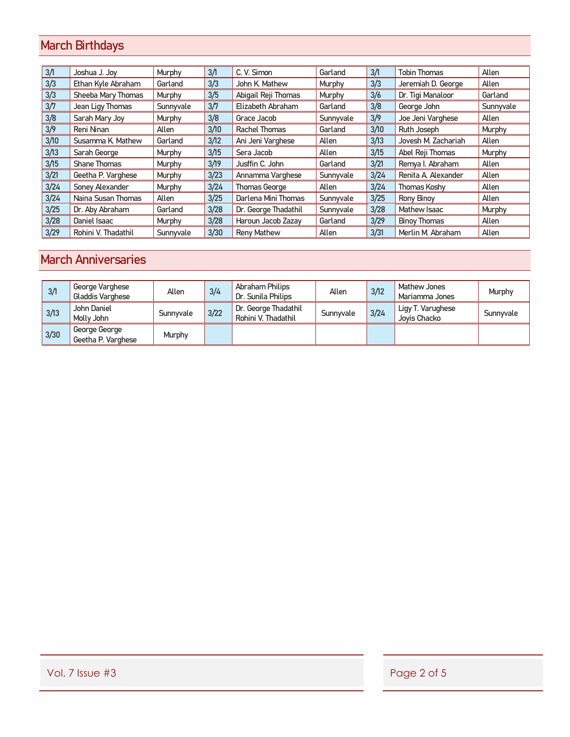## March Birthdays

| Date | Name | Location | Date | Name | Location | Date | Name | Location |
|---|---|---|---|---|---|---|---|---|
| 3/1 | Joshua J. Joy | Murphy | 3/1 | C. V. Simon | Garland | 3/1 | Tobin Thomas | Allen |
| 3/3 | Ethan Kyle Abraham | Garland | 3/3 | John K. Mathew | Murphy | 3/3 | Jeremiah D. George | Allen |
| 3/3 | Sheeba Mary Thomas | Murphy | 3/5 | Abigail Reji Thomas | Murphy | 3/6 | Dr. Tigi Manaloor | Garland |
| 3/7 | Jean Ligy Thomas | Sunnyvale | 3/7 | Elizabeth Abraham | Garland | 3/8 | George John | Sunnyvale |
| 3/8 | Sarah Mary Joy | Murphy | 3/8 | Grace Jacob | Sunnyvale | 3/9 | Joe Jeni Varghese | Allen |
| 3/9 | Reni Ninan | Allen | 3/10 | Rachel Thomas | Garland | 3/10 | Ruth Joseph | Murphy |
| 3/10 | Susamma K. Mathew | Garland | 3/12 | Ani Jeni Varghese | Allen | 3/13 | Jovesh M. Zachariah | Allen |
| 3/13 | Sarah George | Murphy | 3/15 | Sera Jacob | Allen | 3/15 | Abel Reji Thomas | Murphy |
| 3/15 | Shane Thomas | Murphy | 3/19 | Jusffin C. John | Garland | 3/21 | Remya I. Abraham | Allen |
| 3/21 | Geetha P. Varghese | Murphy | 3/23 | Annamma Varghese | Sunnyvale | 3/24 | Renita A. Alexander | Allen |
| 3/24 | Soney Alexander | Murphy | 3/24 | Thomas George | Allen | 3/24 | Thomas Koshy | Allen |
| 3/24 | Naina Susan Thomas | Allen | 3/25 | Darlena Mini Thomas | Sunnyvale | 3/25 | Rony Binoy | Allen |
| 3/25 | Dr. Aby Abraham | Garland | 3/28 | Dr. George Thadathil | Sunnyvale | 3/28 | Mathew Isaac | Murphy |
| 3/28 | Daniel Isaac | Murphy | 3/28 | Haroun Jacob Zazay | Garland | 3/29 | Binoy Thomas | Allen |
| 3/29 | Rohini V. Thadathil | Sunnyvale | 3/30 | Reny Mathew | Allen | 3/31 | Merlin M. Abraham | Allen |

## March Anniversaries

| Date | Names | Location | Date | Names | Location | Date | Names | Location |
|---|---|---|---|---|---|---|---|---|
| 3/1 | George Varghese<br>Gladdis Varghese | Allen | 3/4 | Abraham Philips<br>Dr. Sunila Philips | Allen | 3/12 | Mathew Jones<br>Mariamma Jones | Murphy |
| 3/13 | John Daniel<br>Molly John | Sunnyvale | 3/22 | Dr. George Thadathil<br>Rohini V. Thadathil | Sunnyvale | 3/24 | Ligy T. Varughese<br>Joyis Chacko | Sunnyvale |
| 3/30 | George George<br>Geetha P. Varghese | Murphy | | | | | | |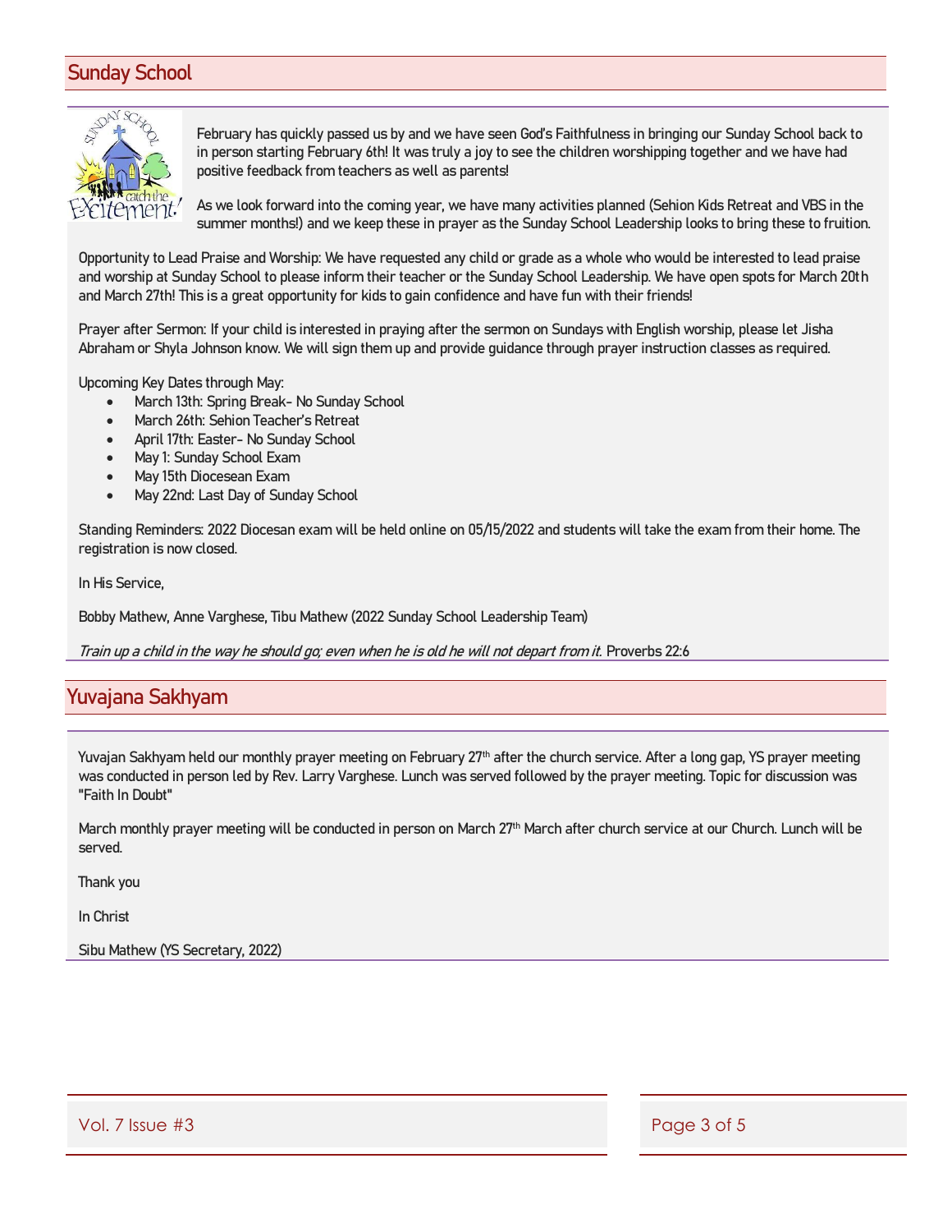## Sunday School

February has quickly passed us by and we have seen God's Faithfulness in bringing our Sunday School back to in person starting February 6th! It was truly a joy to see the children worshipping together and we have had positive feedback from teachers as well as parents!

As we look forward into the coming year, we have many activities planned (Sehion Kids Retreat and VBS in the summer months!) and we keep these in prayer as the Sunday School Leadership looks to bring these to fruition.

Opportunity to Lead Praise and Worship: We have requested any child or grade as a whole who would be interested to lead praise and worship at Sunday School to please inform their teacher or the Sunday School Leadership. We have open spots for March 20th and March 27th! This is a great opportunity for kids to gain confidence and have fun with their friends!

Prayer after Sermon: If your child is interested in praying after the sermon on Sundays with English worship, please let Jisha Abraham or Shyla Johnson know. We will sign them up and provide guidance through prayer instruction classes as required.

Upcoming Key Dates through May:

- March 13th: Spring Break- No Sunday School
- March 26th: Sehion Teacher's Retreat
- April 17th: Easter- No Sunday School
- May 1: Sunday School Exam
- May 15th Diocesean Exam
- May 22nd: Last Day of Sunday School

Standing Reminders: 2022 Diocesan exam will be held online on 05/15/2022 and students will take the exam from their home. The registration is now closed.

In His Service,

Bobby Mathew, Anne Varghese, Tibu Mathew (2022 Sunday School Leadership Team)

*Train up a child in the way he should go; even when he is old he will not depart from it.* Proverbs 22:6

## Yuvajana Sakhyam

Yuvajan Sakhyam held our monthly prayer meeting on February 27th after the church service. After a long gap, YS prayer meeting was conducted in person led by Rev. Larry Varghese. Lunch was served followed by the prayer meeting. Topic for discussion was "Faith In Doubt"

March monthly prayer meeting will be conducted in person on March 27th March after church service at our Church. Lunch will be served.

Thank you

In Christ

Sibu Mathew (YS Secretary, 2022)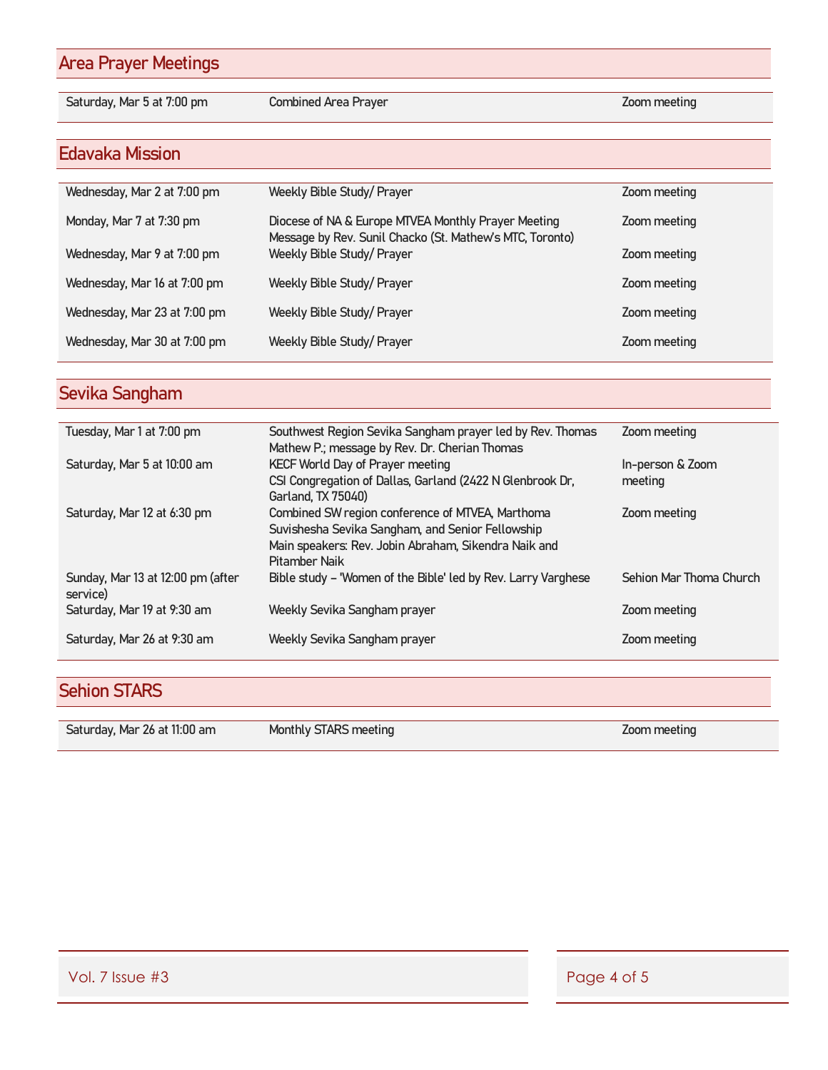## Area Prayer Meetings

| | | |
|---|---|---|
| Saturday, Mar 5 at 7:00 pm | Combined Area Prayer | Zoom meeting |

## Edavaka Mission

| | | |
|---|---|---|
| Wednesday, Mar 2 at 7:00 pm | Weekly Bible Study/ Prayer | Zoom meeting |
| Monday, Mar 7 at 7:30 pm | Diocese of NA & Europe MTVEA Monthly Prayer Meeting<br>Message by Rev. Sunil Chacko (St. Mathew's MTC, Toronto) | Zoom meeting |
| Wednesday, Mar 9 at 7:00 pm | Weekly Bible Study/ Prayer | Zoom meeting |
| Wednesday, Mar 16 at 7:00 pm | Weekly Bible Study/ Prayer | Zoom meeting |
| Wednesday, Mar 23 at 7:00 pm | Weekly Bible Study/ Prayer | Zoom meeting |
| Wednesday, Mar 30 at 7:00 pm | Weekly Bible Study/ Prayer | Zoom meeting |

## Sevika Sangham

| | | |
|---|---|---|
| Tuesday, Mar 1 at 7:00 pm | Southwest Region Sevika Sangham prayer led by Rev. Thomas Mathew P.; message by Rev. Dr. Cherian Thomas | Zoom meeting |
| Saturday, Mar 5 at 10:00 am | KECF World Day of Prayer meeting<br>CSI Congregation of Dallas, Garland (2422 N Glenbrook Dr, Garland, TX 75040) | In-person & Zoom meeting |
| Saturday, Mar 12 at 6:30 pm | Combined SW region conference of MTVEA, Marthoma Suvishesha Sevika Sangham, and Senior Fellowship<br>Main speakers: Rev. Jobin Abraham, Sikendra Naik and Pitamber Naik | Zoom meeting |
| Sunday, Mar 13 at 12:00 pm (after service) | Bible study – 'Women of the Bible' led by Rev. Larry Varghese | Sehion Mar Thoma Church |
| Saturday, Mar 19 at 9:30 am | Weekly Sevika Sangham prayer | Zoom meeting |
| Saturday, Mar 26 at 9:30 am | Weekly Sevika Sangham prayer | Zoom meeting |

## Sehion STARS

| | | |
|---|---|---|
| Saturday, Mar 26 at 11:00 am | Monthly STARS meeting | Zoom meeting |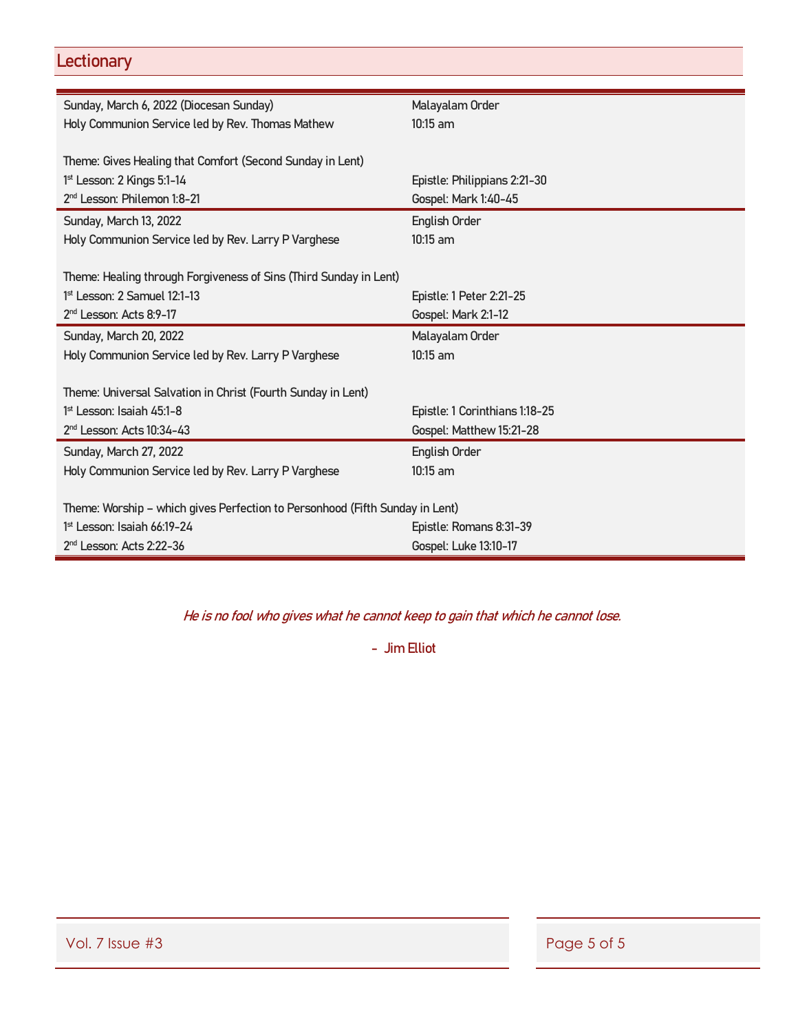## Lectionary

| | |
|---|---|
| Sunday, March 6, 2022 (Diocesan Sunday) | Malayalam Order |
| Holy Communion Service led by Rev. Thomas Mathew | 10:15 am |
| Theme: Gives Healing that Comfort (Second Sunday in Lent) | |
| 1st Lesson: 2 Kings 5:1-14 | Epistle: Philippians 2:21-30 |
| 2nd Lesson: Philemon 1:8-21 | Gospel: Mark 1:40-45 |
| Sunday, March 13, 2022 | English Order |
| Holy Communion Service led by Rev. Larry P Varghese | 10:15 am |
| Theme: Healing through Forgiveness of Sins (Third Sunday in Lent) | |
| 1st Lesson: 2 Samuel 12:1-13 | Epistle: 1 Peter 2:21-25 |
| 2nd Lesson: Acts 8:9-17 | Gospel: Mark 2:1-12 |
| Sunday, March 20, 2022 | Malayalam Order |
| Holy Communion Service led by Rev. Larry P Varghese | 10:15 am |
| Theme: Universal Salvation in Christ (Fourth Sunday in Lent) | |
| 1st Lesson: Isaiah 45:1-8 | Epistle: 1 Corinthians 1:18-25 |
| 2nd Lesson: Acts 10:34-43 | Gospel: Matthew 15:21-28 |
| Sunday, March 27, 2022 | English Order |
| Holy Communion Service led by Rev. Larry P Varghese | 10:15 am |
| Theme: Worship – which gives Perfection to Personhood (Fifth Sunday in Lent) | |
| 1st Lesson: Isaiah 66:19-24 | Epistle: Romans 8:31-39 |
| 2nd Lesson: Acts 2:22-36 | Gospel: Luke 13:10-17 |

*He is no fool who gives what he cannot keep to gain that which he cannot lose.*

\- Jim Elliot